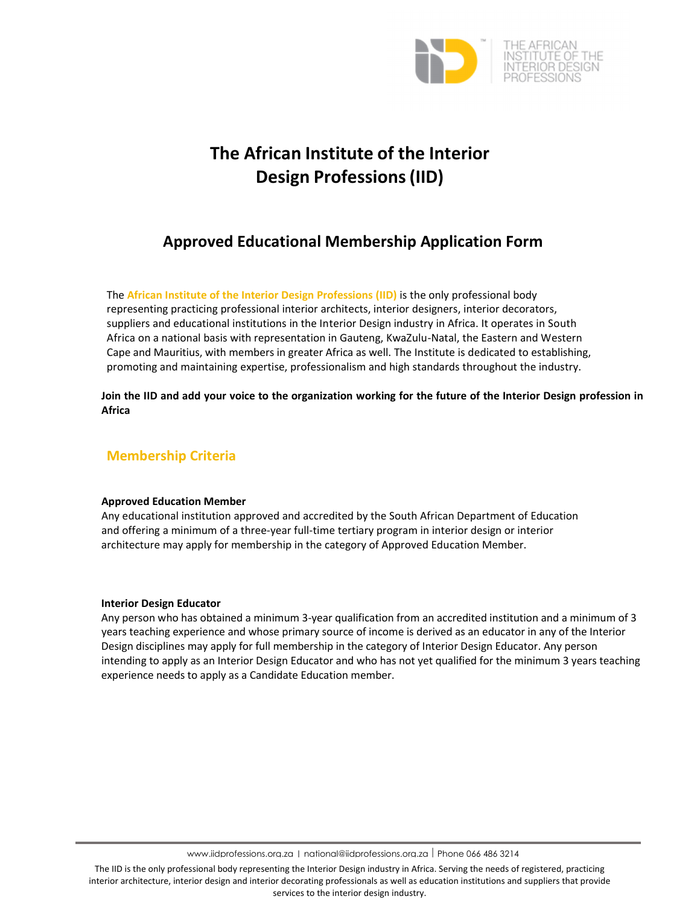# The African Institute of the Interior Design Professions (IID)

## Approved Educational Membership Application Form

The **African Institute of the Interior Design Professions (IID)** is the only professional body representing practicing professional interior architects, interior designers, interior decorators, suppliers and educational institutions in the Interior Design industry in Africa. It operates in South Africa on a national basis with representation in Gauteng, KwaZulu-Natal, the Eastern and Western Cape and Mauritius, with members in greater Africa as well. The Institute is dedicated to establishing, promoting and maintaining expertise, professionalism and high standards throughout the industry.

**Join the IID and add your voice to the organization working for the future of the Interior Design profession in Africa**

## Membership Criteria

**Approved Education Member**

Any educational institution approved and accredited by the South African Department of Education and offering a minimum of a three-year full-time tertiary program in interior design or interior architecture may apply for membership in the category of Approved Education Member.

**Interior Design Educator**

Any person who has obtained a minimum 3-year qualification from an accredited institution and a minimum of 3 years teaching experience and whose primary source of income is derived as an educator in any of the Interior Design disciplines may apply for full membership in the category of Interior Design Educator. Any person intending to apply as an Interior Design Educator and who has not yet qualified for the minimum 3 years teaching experience needs to apply as a Candidate Education member.

www.iidprofessions.org.za | national@iidprofessions.org.za | Phone 066 486 3214

The IID is the only professional body representing the Interior Design industry in Africa. Serving the needs of registered, practicing interior architecture, interior design and interior decorating professionals as well as education institutions and suppliers that provide services to the interior design industry.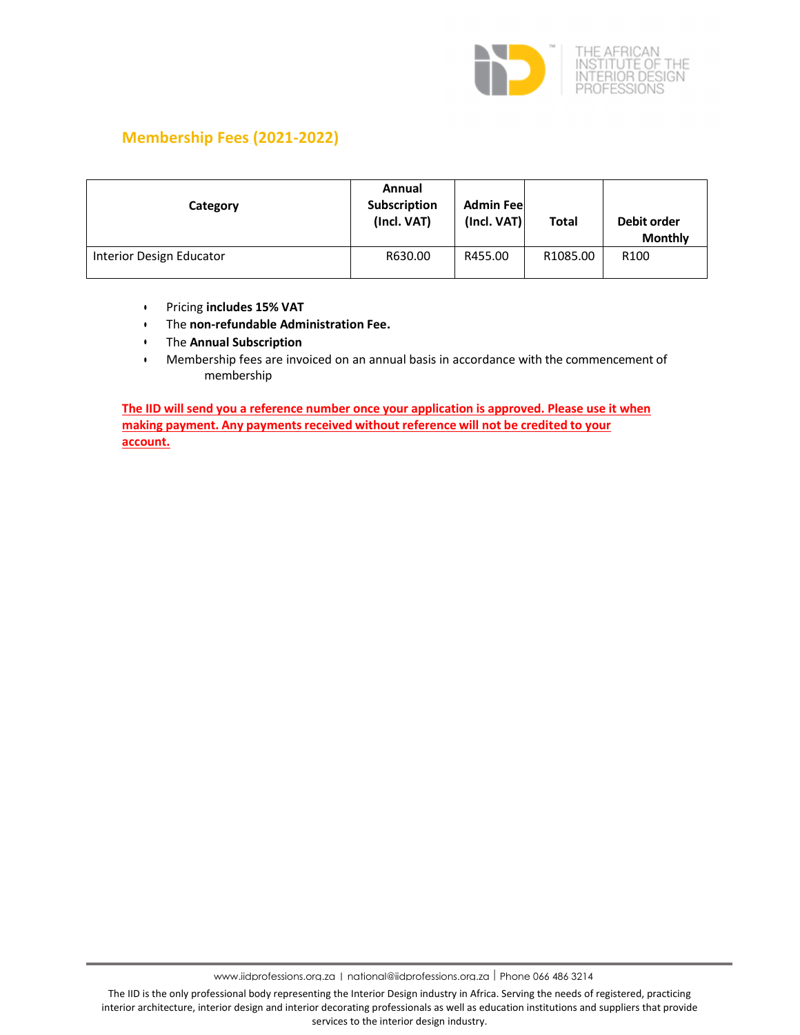## Membership Fees (2021-2022)

| Category | Annual Subscription (Incl. VAT) | Admin Fee (Incl. VAT) | Total | Debit order Monthly |
|---|---|---|---|---|
| Interior Design Educator | R630.00 | R455.00 | R1085.00 | R100 |

- Pricing **includes 15% VAT**
- The **non-refundable Administration Fee.**
- The **Annual Subscription**
- Membership fees are invoiced on an annual basis in accordance with the commencement of membership

**The IID will send you a reference number once your application is approved. Please use it when making payment. Any payments received without reference will not be credited to your account.**

www.iidprofessions.org.za | national@iidprofessions.org.za | Phone 066 486 3214

The IID is the only professional body representing the Interior Design industry in Africa. Serving the needs of registered, practicing interior architecture, interior design and interior decorating professionals as well as education institutions and suppliers that provide services to the interior design industry.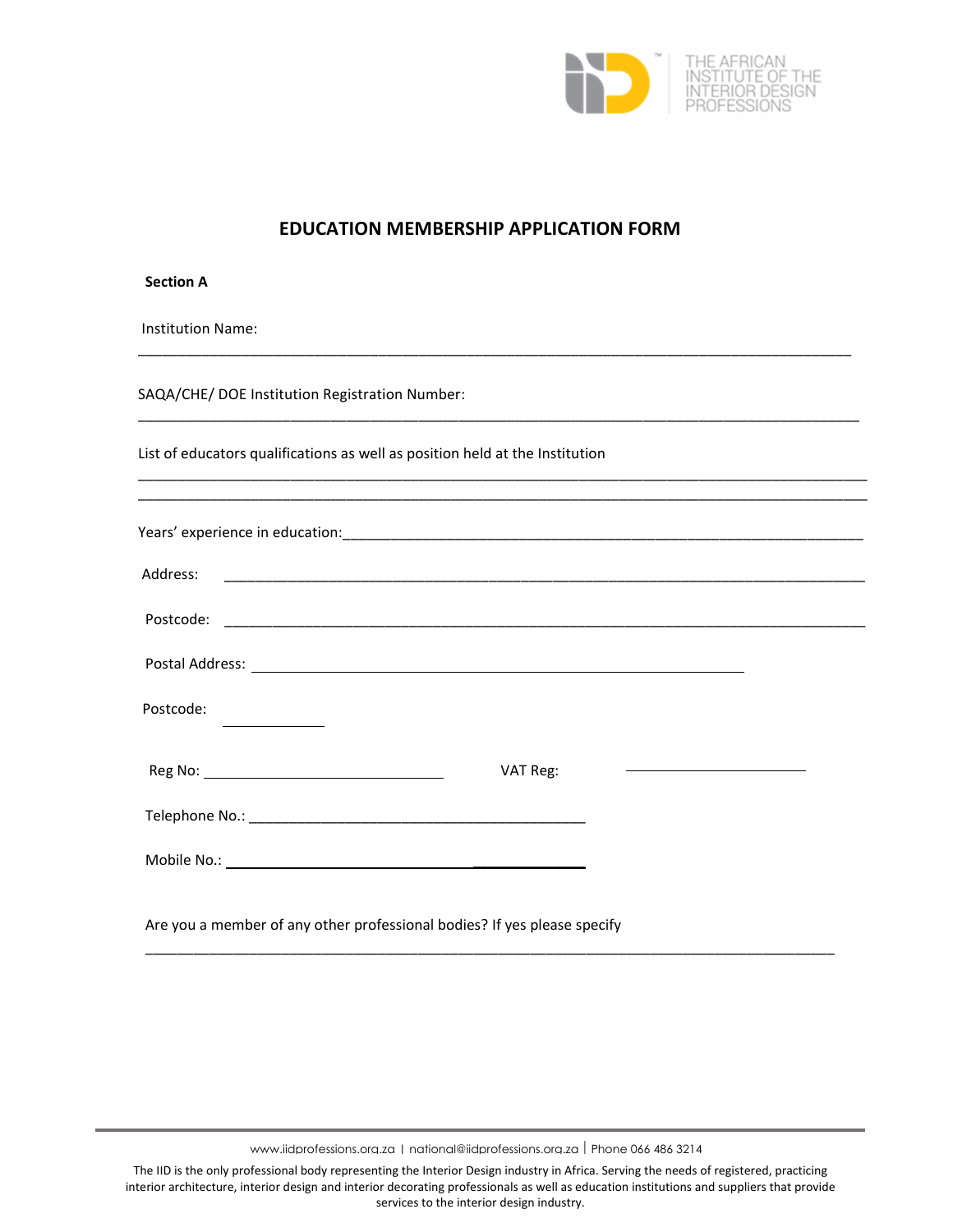# EDUCATION MEMBERSHIP APPLICATION FORM

**Section A**

Institution Name:

_______________________________________________________________________________________________

SAQA/CHE/ DOE Institution Registration Number:

_______________________________________________________________________________________________

List of educators qualifications as well as position held at the Institution

_______________________________________________________________________________________________

_______________________________________________________________________________________________

Years' experience in education:_______________________________________________________________

Address: _______________________________________________________________________________

Postcode: _______________________________________________________________________________

Postal Address: _____________________________________________________

Postcode: ____________

Reg No: ____________________________ VAT Reg: ____________________

Telephone No.: ________________________________________

Mobile No.: ________________________________________

Are you a member of any other professional bodies? If yes please specify

_______________________________________________________________________________________________

www.iidprofessions.org.za | national@iidprofessions.org.za | Phone 066 486 3214

The IID is the only professional body representing the Interior Design industry in Africa. Serving the needs of registered, practicing interior architecture, interior design and interior decorating professionals as well as education institutions and suppliers that provide services to the interior design industry.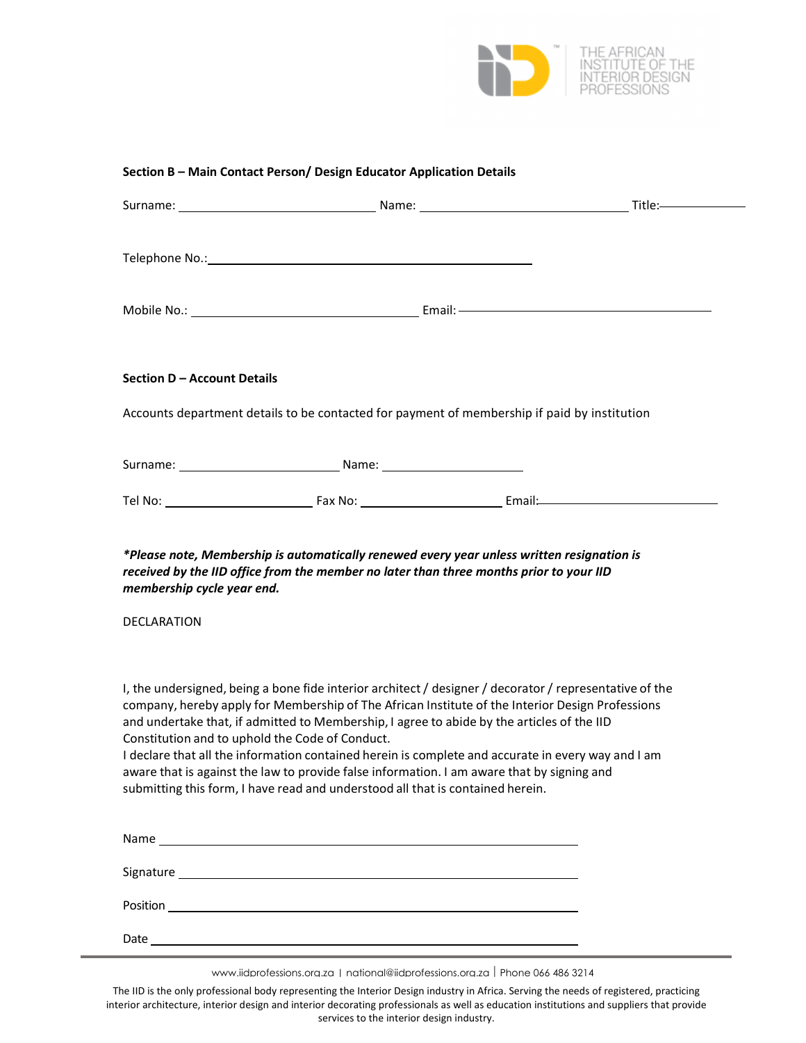**Section B – Main Contact Person/ Design Educator Application Details**

Surname: ______________________________ Name: ________________________________ Title: ____________

Telephone No.: __________________________________________________

Mobile No.: ___________________________________ Email: _______________________________________

**Section D – Account Details**

Accounts department details to be contacted for payment of membership if paid by institution

Surname: _________________________ Name: ______________________

Tel No: _______________________ Fax No: ______________________ Email: _____________________________

***Please note, Membership is automatically renewed every year unless written resignation is received by the IID office from the member no later than three months prior to your IID membership cycle year end.**

DECLARATION

I, the undersigned, being a bone fide interior architect / designer / decorator / representative of the company, hereby apply for Membership of The African Institute of the Interior Design Professions and undertake that, if admitted to Membership, I agree to abide by the articles of the IID Constitution and to uphold the Code of Conduct.
I declare that all the information contained herein is complete and accurate in every way and I am aware that is against the law to provide false information. I am aware that by signing and submitting this form, I have read and understood all that is contained herein.

Name ________________________________________________________________

Signature _____________________________________________________________

Position ______________________________________________________________

Date _________________________________________________________________

www.iidprofessions.org.za | national@iidprofessions.org.za | Phone 066 486 3214

The IID is the only professional body representing the Interior Design industry in Africa. Serving the needs of registered, practicing interior architecture, interior design and interior decorating professionals as well as education institutions and suppliers that provide services to the interior design industry.